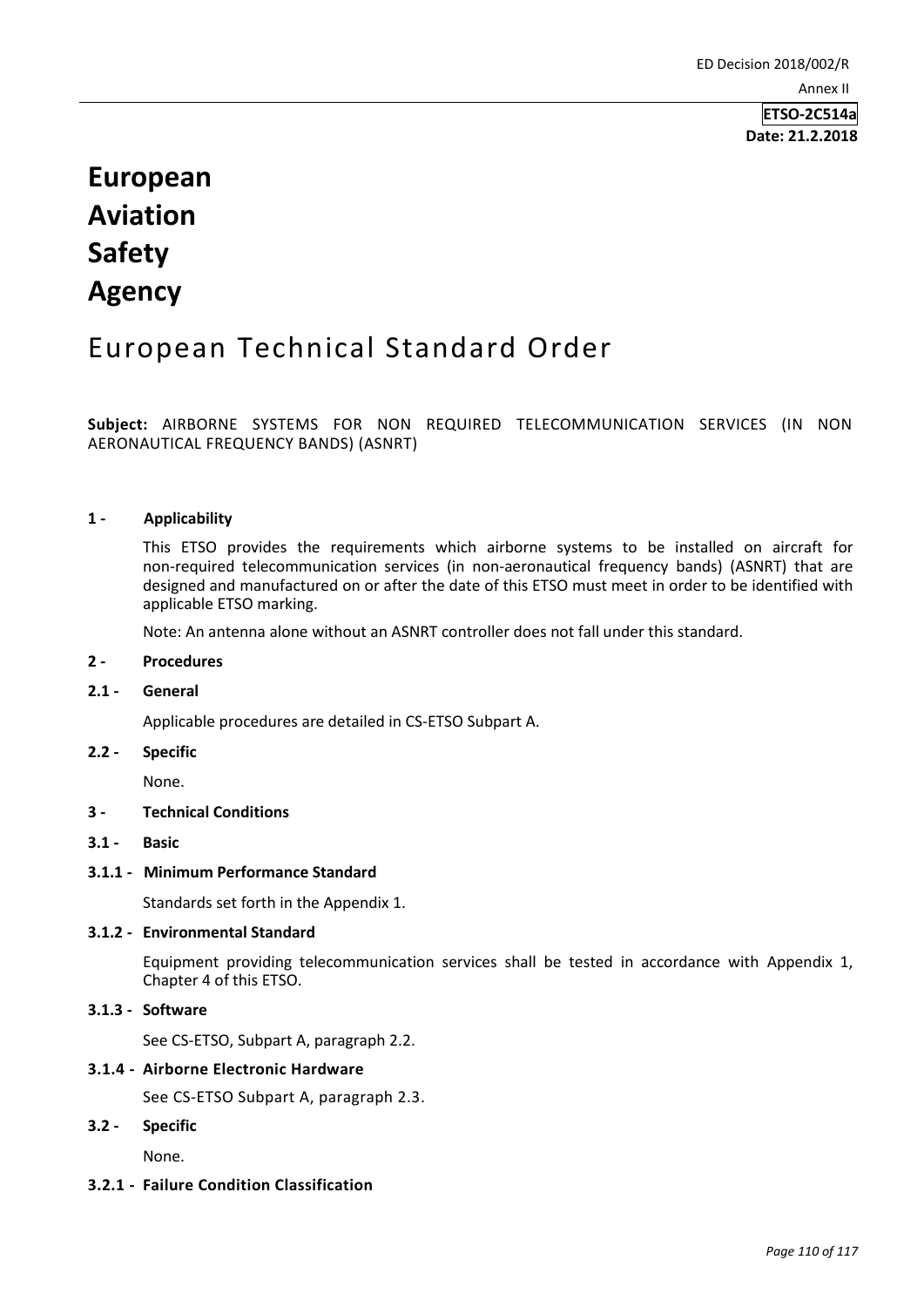ED Decision 2018/002/R

Annex II

**ETSO-2C514a**
**Date: 21.2.2018**

# European Aviation Safety Agency

## European Technical Standard Order

**Subject:** AIRBORNE SYSTEMS FOR NON REQUIRED TELECOMMUNICATION SERVICES (IN NON AERONAUTICAL FREQUENCY BANDS) (ASNRT)

### 1 - Applicability

This ETSO provides the requirements which airborne systems to be installed on aircraft for non-required telecommunication services (in non-aeronautical frequency bands) (ASNRT) that are designed and manufactured on or after the date of this ETSO must meet in order to be identified with applicable ETSO marking.

Note: An antenna alone without an ASNRT controller does not fall under this standard.

### 2 - Procedures

### 2.1 - General

Applicable procedures are detailed in CS-ETSO Subpart A.

### 2.2 - Specific

None.

### 3 - Technical Conditions

### 3.1 - Basic

### 3.1.1 - Minimum Performance Standard

Standards set forth in the Appendix 1.

### 3.1.2 - Environmental Standard

Equipment providing telecommunication services shall be tested in accordance with Appendix 1, Chapter 4 of this ETSO.

### 3.1.3 - Software

See CS-ETSO, Subpart A, paragraph 2.2.

### 3.1.4 - Airborne Electronic Hardware

See CS-ETSO Subpart A, paragraph 2.3.

### 3.2 - Specific

None.

### 3.2.1 - Failure Condition Classification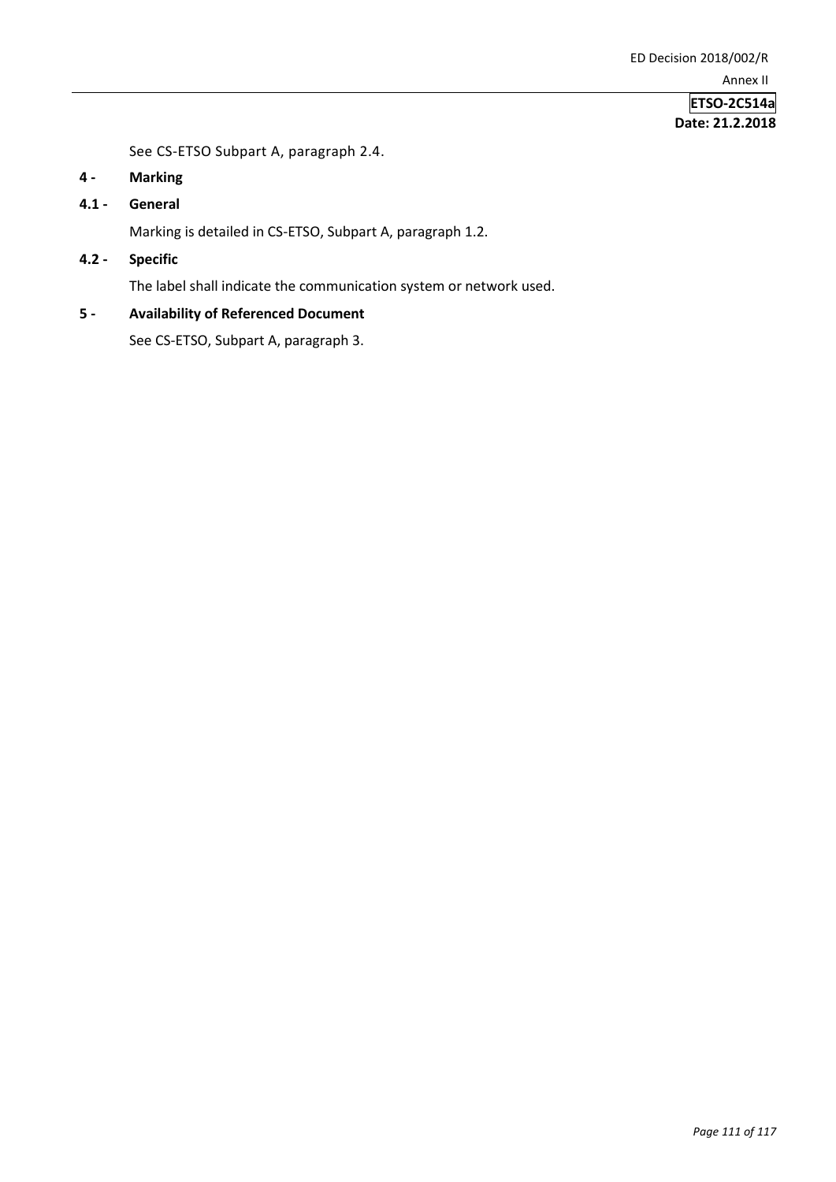See CS-ETSO Subpart A, paragraph 2.4.

## 4 - Marking

### 4.1 - General

Marking is detailed in CS-ETSO, Subpart A, paragraph 1.2.

### 4.2 - Specific

The label shall indicate the communication system or network used.

## 5 - Availability of Referenced Document

See CS-ETSO, Subpart A, paragraph 3.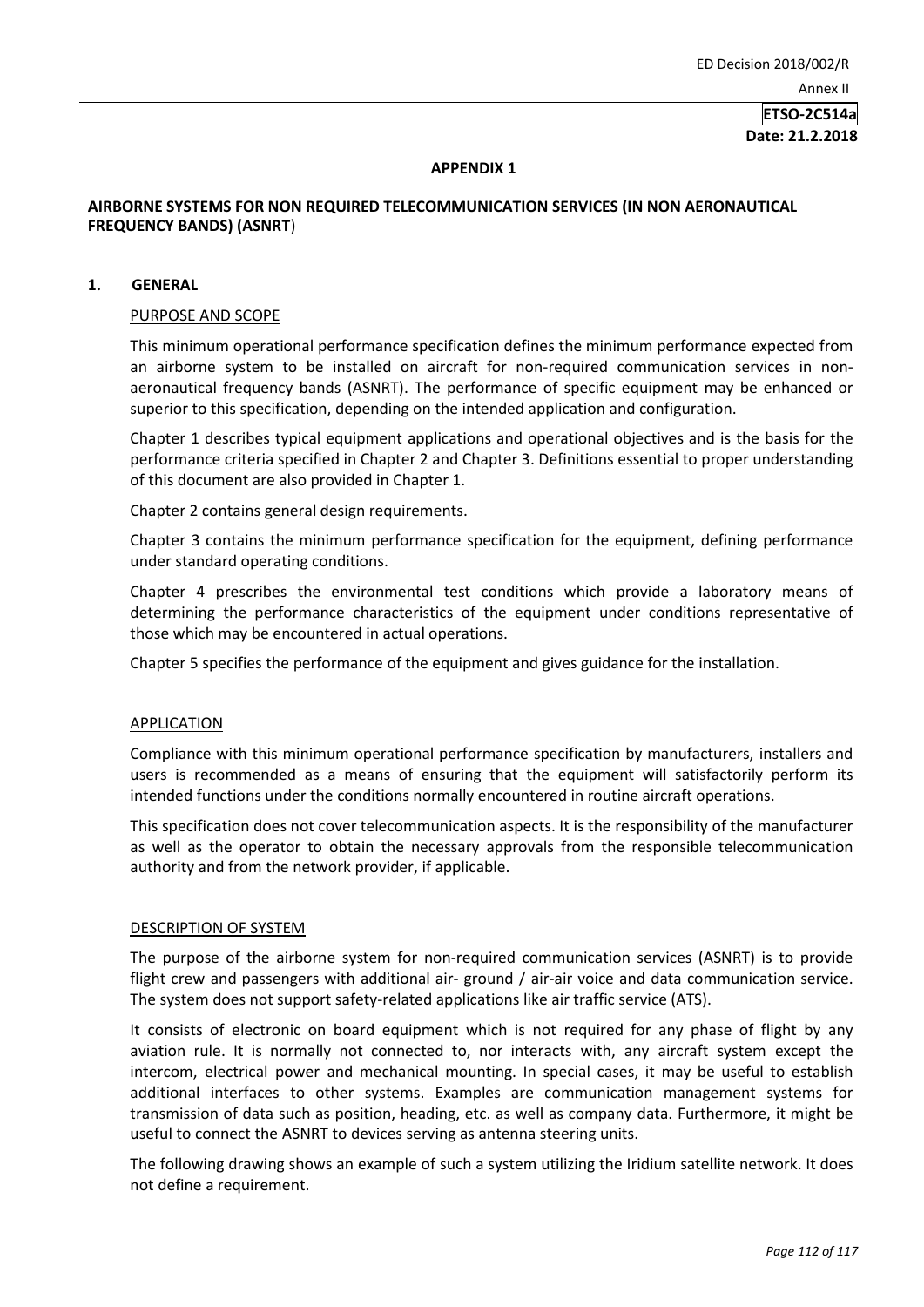**APPENDIX 1**

**AIRBORNE SYSTEMS FOR NON REQUIRED TELECOMMUNICATION SERVICES (IN NON AERONAUTICAL FREQUENCY BANDS) (ASNRT)**

## 1. GENERAL

PURPOSE AND SCOPE

This minimum operational performance specification defines the minimum performance expected from an airborne system to be installed on aircraft for non-required communication services in non-aeronautical frequency bands (ASNRT). The performance of specific equipment may be enhanced or superior to this specification, depending on the intended application and configuration.

Chapter 1 describes typical equipment applications and operational objectives and is the basis for the performance criteria specified in Chapter 2 and Chapter 3. Definitions essential to proper understanding of this document are also provided in Chapter 1.

Chapter 2 contains general design requirements.

Chapter 3 contains the minimum performance specification for the equipment, defining performance under standard operating conditions.

Chapter 4 prescribes the environmental test conditions which provide a laboratory means of determining the performance characteristics of the equipment under conditions representative of those which may be encountered in actual operations.

Chapter 5 specifies the performance of the equipment and gives guidance for the installation.

APPLICATION

Compliance with this minimum operational performance specification by manufacturers, installers and users is recommended as a means of ensuring that the equipment will satisfactorily perform its intended functions under the conditions normally encountered in routine aircraft operations.

This specification does not cover telecommunication aspects. It is the responsibility of the manufacturer as well as the operator to obtain the necessary approvals from the responsible telecommunication authority and from the network provider, if applicable.

DESCRIPTION OF SYSTEM

The purpose of the airborne system for non-required communication services (ASNRT) is to provide flight crew and passengers with additional air- ground / air-air voice and data communication service. The system does not support safety-related applications like air traffic service (ATS).

It consists of electronic on board equipment which is not required for any phase of flight by any aviation rule. It is normally not connected to, nor interacts with, any aircraft system except the intercom, electrical power and mechanical mounting. In special cases, it may be useful to establish additional interfaces to other systems. Examples are communication management systems for transmission of data such as position, heading, etc. as well as company data. Furthermore, it might be useful to connect the ASNRT to devices serving as antenna steering units.

The following drawing shows an example of such a system utilizing the Iridium satellite network. It does not define a requirement.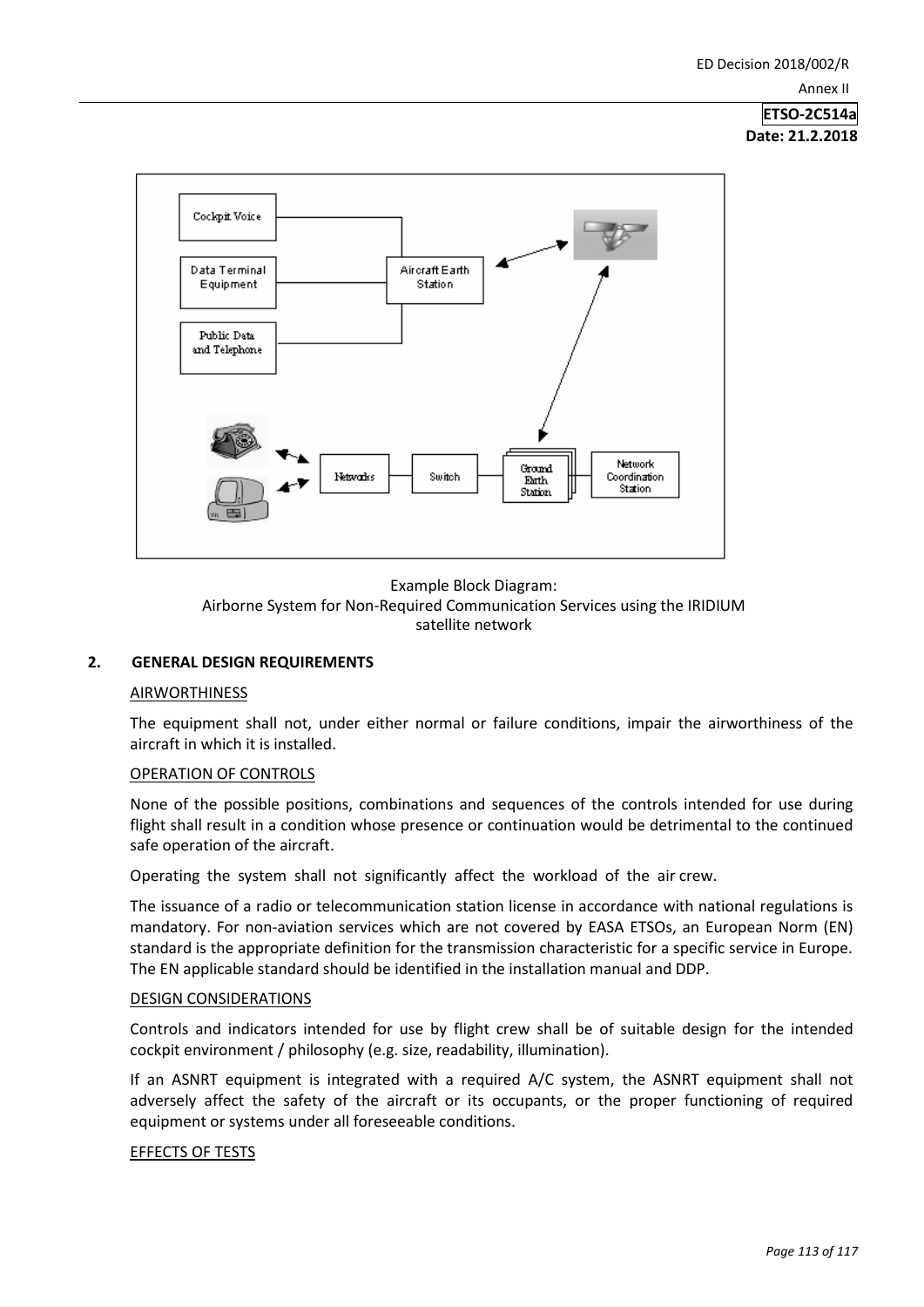Example Block Diagram:
Airborne System for Non-Required Communication Services using the IRIDIUM satellite network

## 2. GENERAL DESIGN REQUIREMENTS

AIRWORTHINESS

The equipment shall not, under either normal or failure conditions, impair the airworthiness of the aircraft in which it is installed.

OPERATION OF CONTROLS

None of the possible positions, combinations and sequences of the controls intended for use during flight shall result in a condition whose presence or continuation would be detrimental to the continued safe operation of the aircraft.

Operating the system shall not significantly affect the workload of the air crew.

The issuance of a radio or telecommunication station license in accordance with national regulations is mandatory. For non-aviation services which are not covered by EASA ETSOs, an European Norm (EN) standard is the appropriate definition for the transmission characteristic for a specific service in Europe. The EN applicable standard should be identified in the installation manual and DDP.

DESIGN CONSIDERATIONS

Controls and indicators intended for use by flight crew shall be of suitable design for the intended cockpit environment / philosophy (e.g. size, readability, illumination).

If an ASNRT equipment is integrated with a required A/C system, the ASNRT equipment shall not adversely affect the safety of the aircraft or its occupants, or the proper functioning of required equipment or systems under all foreseeable conditions.

EFFECTS OF TESTS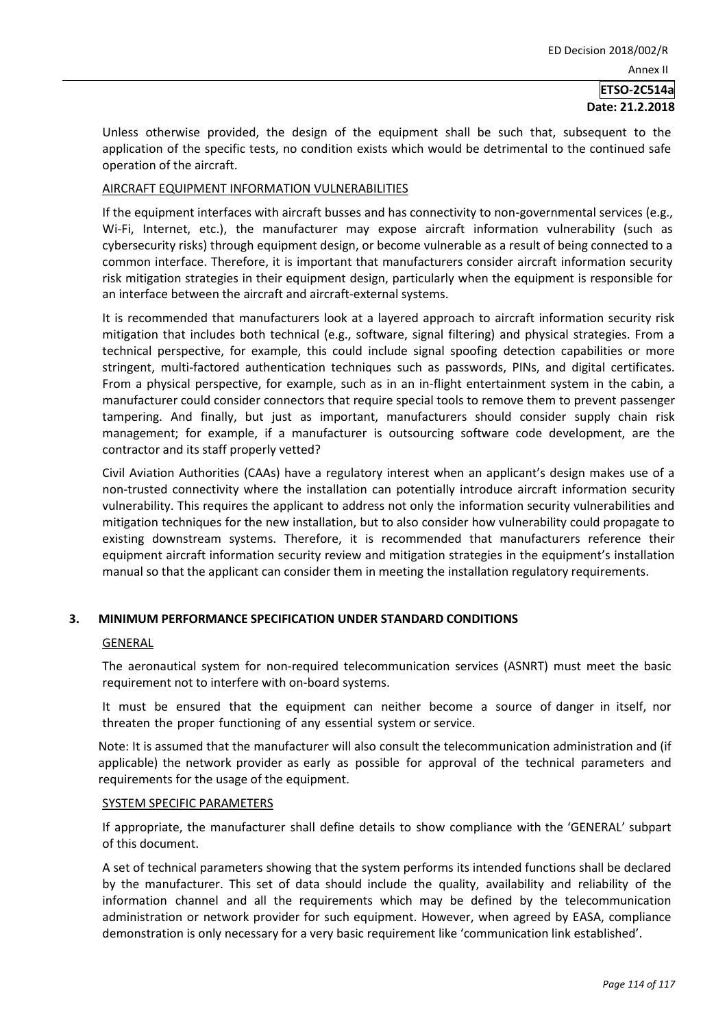Unless otherwise provided, the design of the equipment shall be such that, subsequent to the application of the specific tests, no condition exists which would be detrimental to the continued safe operation of the aircraft.

AIRCRAFT EQUIPMENT INFORMATION VULNERABILITIES

If the equipment interfaces with aircraft busses and has connectivity to non-governmental services (e.g., Wi-Fi, Internet, etc.), the manufacturer may expose aircraft information vulnerability (such as cybersecurity risks) through equipment design, or become vulnerable as a result of being connected to a common interface. Therefore, it is important that manufacturers consider aircraft information security risk mitigation strategies in their equipment design, particularly when the equipment is responsible for an interface between the aircraft and aircraft-external systems.

It is recommended that manufacturers look at a layered approach to aircraft information security risk mitigation that includes both technical (e.g., software, signal filtering) and physical strategies. From a technical perspective, for example, this could include signal spoofing detection capabilities or more stringent, multi-factored authentication techniques such as passwords, PINs, and digital certificates. From a physical perspective, for example, such as in an in-flight entertainment system in the cabin, a manufacturer could consider connectors that require special tools to remove them to prevent passenger tampering. And finally, but just as important, manufacturers should consider supply chain risk management; for example, if a manufacturer is outsourcing software code development, are the contractor and its staff properly vetted?

Civil Aviation Authorities (CAAs) have a regulatory interest when an applicant's design makes use of a non-trusted connectivity where the installation can potentially introduce aircraft information security vulnerability. This requires the applicant to address not only the information security vulnerabilities and mitigation techniques for the new installation, but to also consider how vulnerability could propagate to existing downstream systems. Therefore, it is recommended that manufacturers reference their equipment aircraft information security review and mitigation strategies in the equipment's installation manual so that the applicant can consider them in meeting the installation regulatory requirements.

## 3. MINIMUM PERFORMANCE SPECIFICATION UNDER STANDARD CONDITIONS

GENERAL

The aeronautical system for non-required telecommunication services (ASNRT) must meet the basic requirement not to interfere with on-board systems.

It must be ensured that the equipment can neither become a source of danger in itself, nor threaten the proper functioning of any essential system or service.

Note: It is assumed that the manufacturer will also consult the telecommunication administration and (if applicable) the network provider as early as possible for approval of the technical parameters and requirements for the usage of the equipment.

SYSTEM SPECIFIC PARAMETERS

If appropriate, the manufacturer shall define details to show compliance with the 'GENERAL' subpart of this document.

A set of technical parameters showing that the system performs its intended functions shall be declared by the manufacturer. This set of data should include the quality, availability and reliability of the information channel and all the requirements which may be defined by the telecommunication administration or network provider for such equipment. However, when agreed by EASA, compliance demonstration is only necessary for a very basic requirement like 'communication link established'.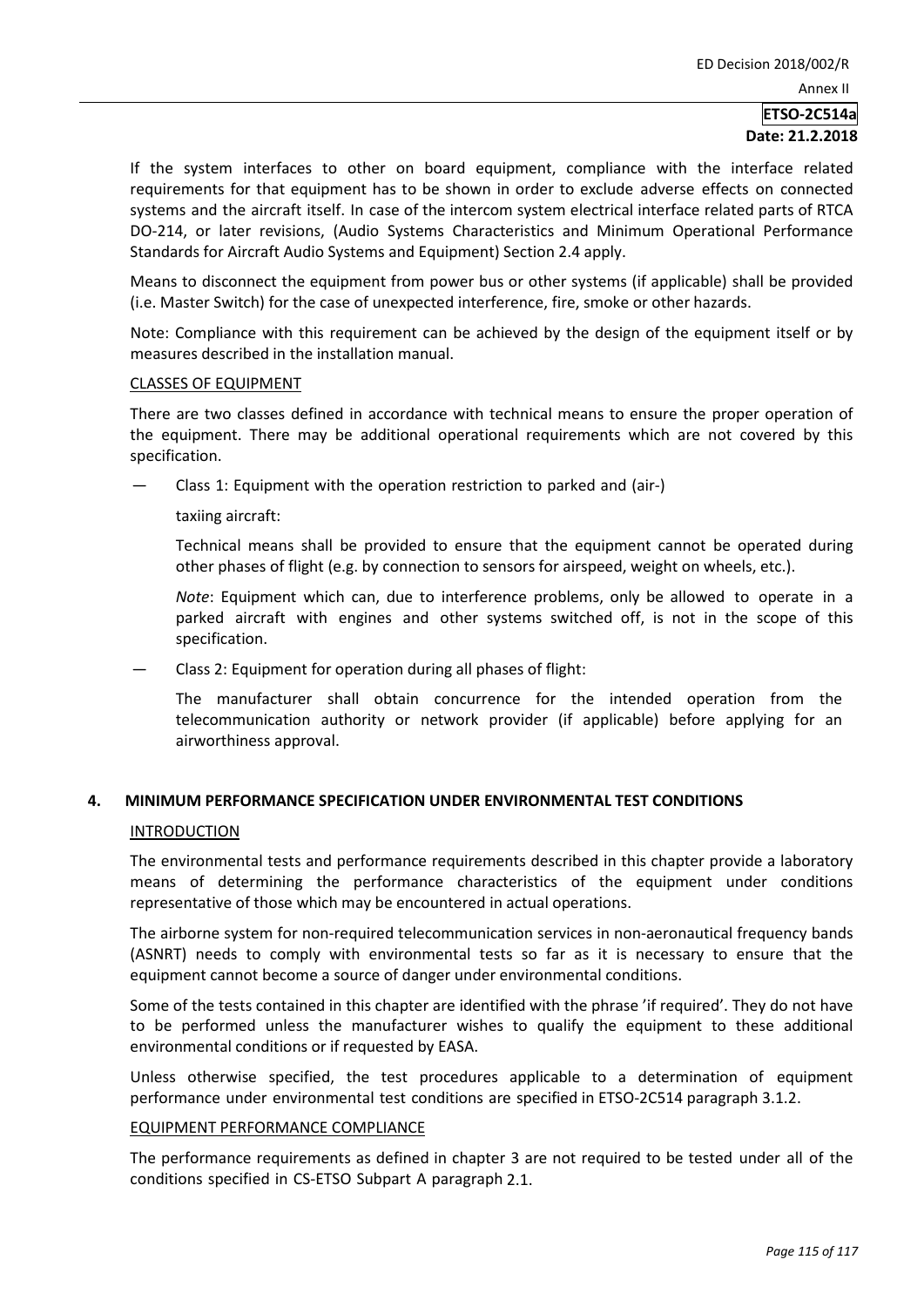If the system interfaces to other on board equipment, compliance with the interface related requirements for that equipment has to be shown in order to exclude adverse effects on connected systems and the aircraft itself. In case of the intercom system electrical interface related parts of RTCA DO-214, or later revisions, (Audio Systems Characteristics and Minimum Operational Performance Standards for Aircraft Audio Systems and Equipment) Section 2.4 apply.

Means to disconnect the equipment from power bus or other systems (if applicable) shall be provided (i.e. Master Switch) for the case of unexpected interference, fire, smoke or other hazards.

Note: Compliance with this requirement can be achieved by the design of the equipment itself or by measures described in the installation manual.

CLASSES OF EQUIPMENT

There are two classes defined in accordance with technical means to ensure the proper operation of the equipment. There may be additional operational requirements which are not covered by this specification.

— Class 1: Equipment with the operation restriction to parked and (air-)

  taxiing aircraft:

  Technical means shall be provided to ensure that the equipment cannot be operated during other phases of flight (e.g. by connection to sensors for airspeed, weight on wheels, etc.).

  *Note*: Equipment which can, due to interference problems, only be allowed to operate in a parked aircraft with engines and other systems switched off, is not in the scope of this specification.

— Class 2: Equipment for operation during all phases of flight:

  The manufacturer shall obtain concurrence for the intended operation from the telecommunication authority or network provider (if applicable) before applying for an airworthiness approval.

## 4. MINIMUM PERFORMANCE SPECIFICATION UNDER ENVIRONMENTAL TEST CONDITIONS

INTRODUCTION

The environmental tests and performance requirements described in this chapter provide a laboratory means of determining the performance characteristics of the equipment under conditions representative of those which may be encountered in actual operations.

The airborne system for non-required telecommunication services in non-aeronautical frequency bands (ASNRT) needs to comply with environmental tests so far as it is necessary to ensure that the equipment cannot become a source of danger under environmental conditions.

Some of the tests contained in this chapter are identified with the phrase 'if required'. They do not have to be performed unless the manufacturer wishes to qualify the equipment to these additional environmental conditions or if requested by EASA.

Unless otherwise specified, the test procedures applicable to a determination of equipment performance under environmental test conditions are specified in ETSO-2C514 paragraph 3.1.2.

EQUIPMENT PERFORMANCE COMPLIANCE

The performance requirements as defined in chapter 3 are not required to be tested under all of the conditions specified in CS-ETSO Subpart A paragraph 2.1.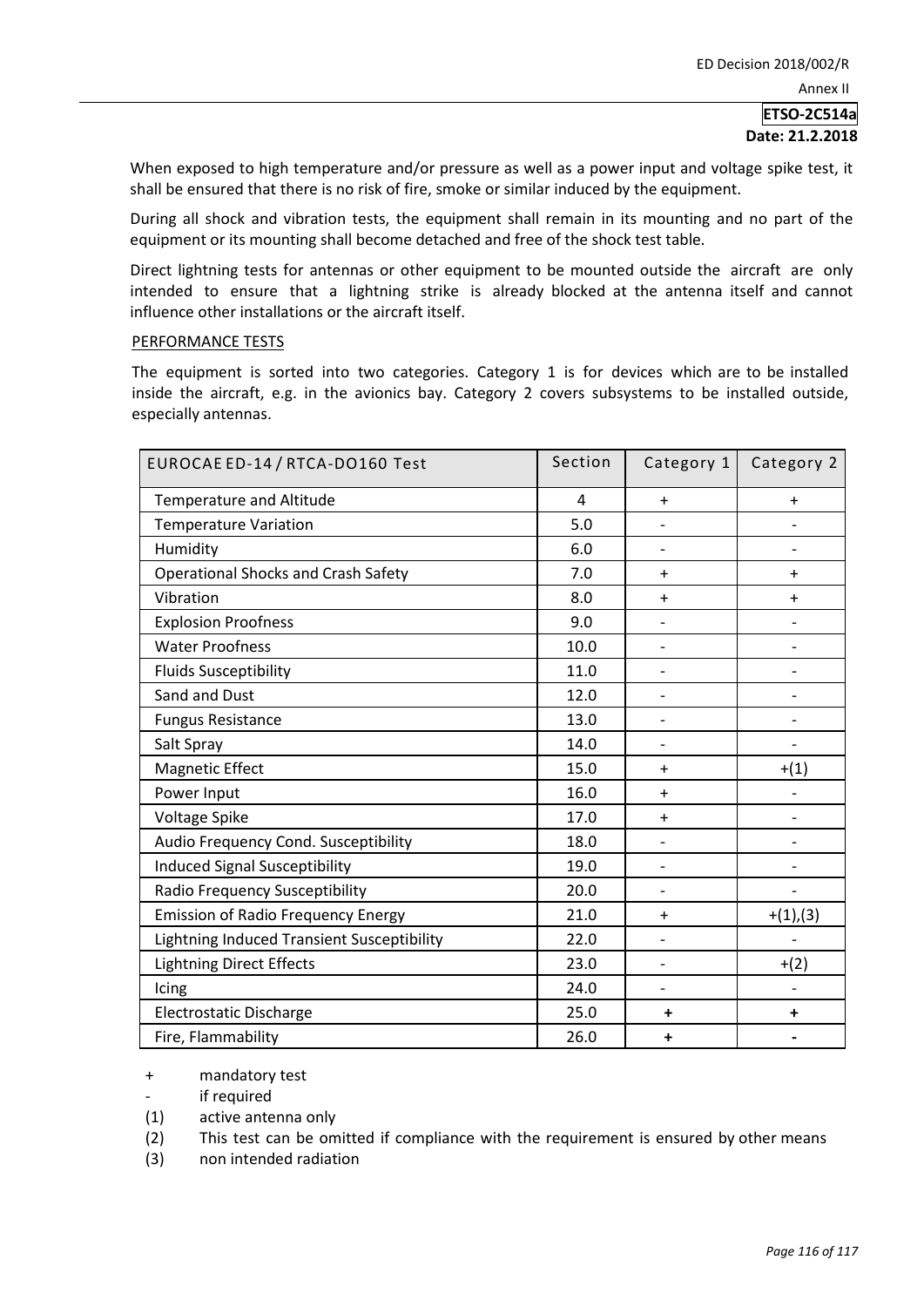When exposed to high temperature and/or pressure as well as a power input and voltage spike test, it shall be ensured that there is no risk of fire, smoke or similar induced by the equipment.

During all shock and vibration tests, the equipment shall remain in its mounting and no part of the equipment or its mounting shall become detached and free of the shock test table.

Direct lightning tests for antennas or other equipment to be mounted outside the aircraft are only intended to ensure that a lightning strike is already blocked at the antenna itself and cannot influence other installations or the aircraft itself.

PERFORMANCE TESTS

The equipment is sorted into two categories. Category 1 is for devices which are to be installed inside the aircraft, e.g. in the avionics bay. Category 2 covers subsystems to be installed outside, especially antennas.

| EUROCAE ED-14 / RTCA-DO160 Test | Section | Category 1 | Category 2 |
|---|---|---|---|
| Temperature and Altitude | 4 | + | + |
| Temperature Variation | 5.0 | - | - |
| Humidity | 6.0 | - | - |
| Operational Shocks and Crash Safety | 7.0 | + | + |
| Vibration | 8.0 | + | + |
| Explosion Proofness | 9.0 | - | - |
| Water Proofness | 10.0 | - | - |
| Fluids Susceptibility | 11.0 | - | - |
| Sand and Dust | 12.0 | - | - |
| Fungus Resistance | 13.0 | - | - |
| Salt Spray | 14.0 | - | - |
| Magnetic Effect | 15.0 | + | +(1) |
| Power Input | 16.0 | + | - |
| Voltage Spike | 17.0 | + | - |
| Audio Frequency Cond. Susceptibility | 18.0 | - | - |
| Induced Signal Susceptibility | 19.0 | - | - |
| Radio Frequency Susceptibility | 20.0 | - | - |
| Emission of Radio Frequency Energy | 21.0 | + | +(1),(3) |
| Lightning Induced Transient Susceptibility | 22.0 | - | - |
| Lightning Direct Effects | 23.0 | - | +(2) |
| Icing | 24.0 | - | - |
| Electrostatic Discharge | 25.0 | **+** | **+** |
| Fire, Flammability | 26.0 | **+** | **-** |

+ mandatory test

- if required

(1) active antenna only

(2) This test can be omitted if compliance with the requirement is ensured by other means

(3) non intended radiation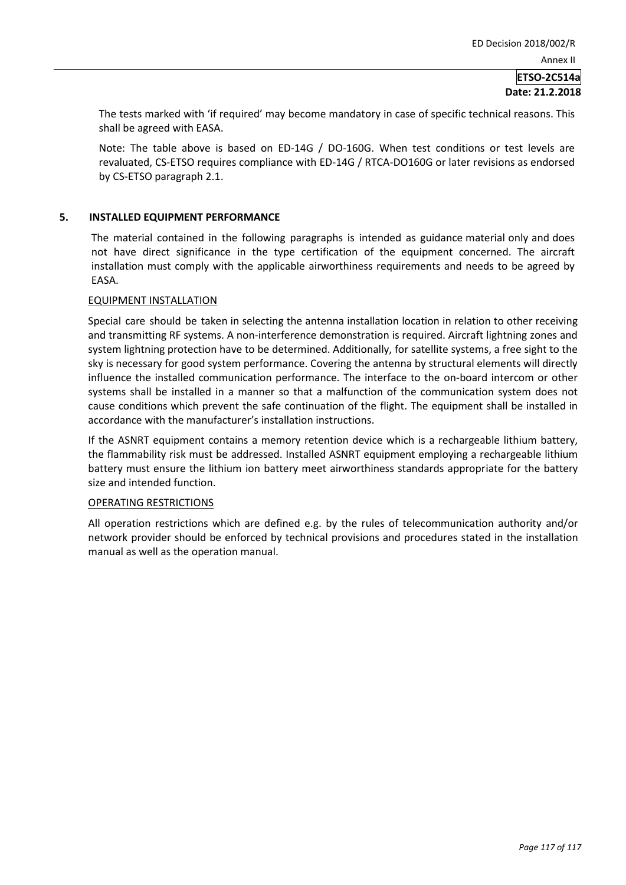The tests marked with 'if required' may become mandatory in case of specific technical reasons. This shall be agreed with EASA.

Note: The table above is based on ED-14G / DO-160G. When test conditions or test levels are revaluated, CS-ETSO requires compliance with ED-14G / RTCA-DO160G or later revisions as endorsed by CS-ETSO paragraph 2.1.

## 5. INSTALLED EQUIPMENT PERFORMANCE

The material contained in the following paragraphs is intended as guidance material only and does not have direct significance in the type certification of the equipment concerned. The aircraft installation must comply with the applicable airworthiness requirements and needs to be agreed by EASA.

EQUIPMENT INSTALLATION

Special care should be taken in selecting the antenna installation location in relation to other receiving and transmitting RF systems. A non-interference demonstration is required. Aircraft lightning zones and system lightning protection have to be determined. Additionally, for satellite systems, a free sight to the sky is necessary for good system performance. Covering the antenna by structural elements will directly influence the installed communication performance. The interface to the on-board intercom or other systems shall be installed in a manner so that a malfunction of the communication system does not cause conditions which prevent the safe continuation of the flight. The equipment shall be installed in accordance with the manufacturer's installation instructions.

If the ASNRT equipment contains a memory retention device which is a rechargeable lithium battery, the flammability risk must be addressed. Installed ASNRT equipment employing a rechargeable lithium battery must ensure the lithium ion battery meet airworthiness standards appropriate for the battery size and intended function.

OPERATING RESTRICTIONS

All operation restrictions which are defined e.g. by the rules of telecommunication authority and/or network provider should be enforced by technical provisions and procedures stated in the installation manual as well as the operation manual.